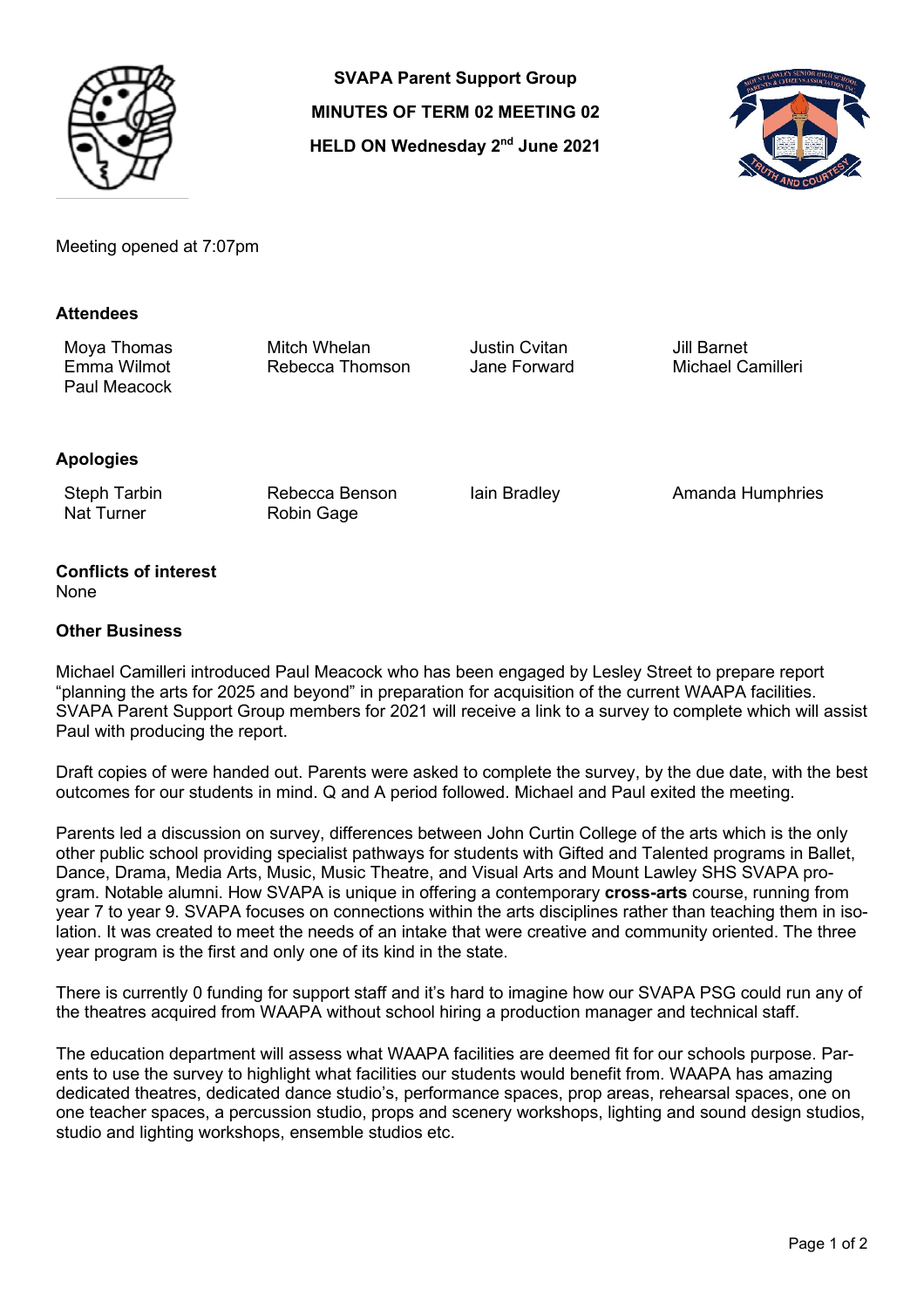**SVAPA Parent Support Group**

**MINUTES OF TERM 02 MEETING 02**

**HELD ON Wednesday 2nd June 2021**

Meeting opened at 7:07pm

### Attendees

| | | | |
|---|---|---|---|
| Moya Thomas | Mitch Whelan | Justin Cvitan | Jill Barnet |
| Emma Wilmot | Rebecca Thomson | Jane Forward | Michael Camilleri |
| Paul Meacock | | | |

### Apologies

| | | | |
|---|---|---|---|
| Steph Tarbin | Rebecca Benson | Iain Bradley | Amanda Humphries |
| Nat Turner | Robin Gage | | |

### Conflicts of interest

None

### Other Business

Michael Camilleri introduced Paul Meacock who has been engaged by Lesley Street to prepare report "planning the arts for 2025 and beyond" in preparation for acquisition of the current WAAPA facilities. SVAPA Parent Support Group members for 2021 will receive a link to a survey to complete which will assist Paul with producing the report.

Draft copies of were handed out. Parents were asked to complete the survey, by the due date, with the best outcomes for our students in mind. Q and A period followed. Michael and Paul exited the meeting.

Parents led a discussion on survey, differences between John Curtin College of the arts which is the only other public school providing specialist pathways for students with Gifted and Talented programs in Ballet, Dance, Drama, Media Arts, Music, Music Theatre, and Visual Arts and Mount Lawley SHS SVAPA program. Notable alumni. How SVAPA is unique in offering a contemporary **cross-arts** course, running from year 7 to year 9. SVAPA focuses on connections within the arts disciplines rather than teaching them in isolation. It was created to meet the needs of an intake that were creative and community oriented. The three year program is the first and only one of its kind in the state.

There is currently 0 funding for support staff and it's hard to imagine how our SVAPA PSG could run any of the theatres acquired from WAAPA without school hiring a production manager and technical staff.

The education department will assess what WAAPA facilities are deemed fit for our schools purpose. Parents to use the survey to highlight what facilities our students would benefit from. WAAPA has amazing dedicated theatres, dedicated dance studio's, performance spaces, prop areas, rehearsal spaces, one on one teacher spaces, a percussion studio, props and scenery workshops, lighting and sound design studios, studio and lighting workshops, ensemble studios etc.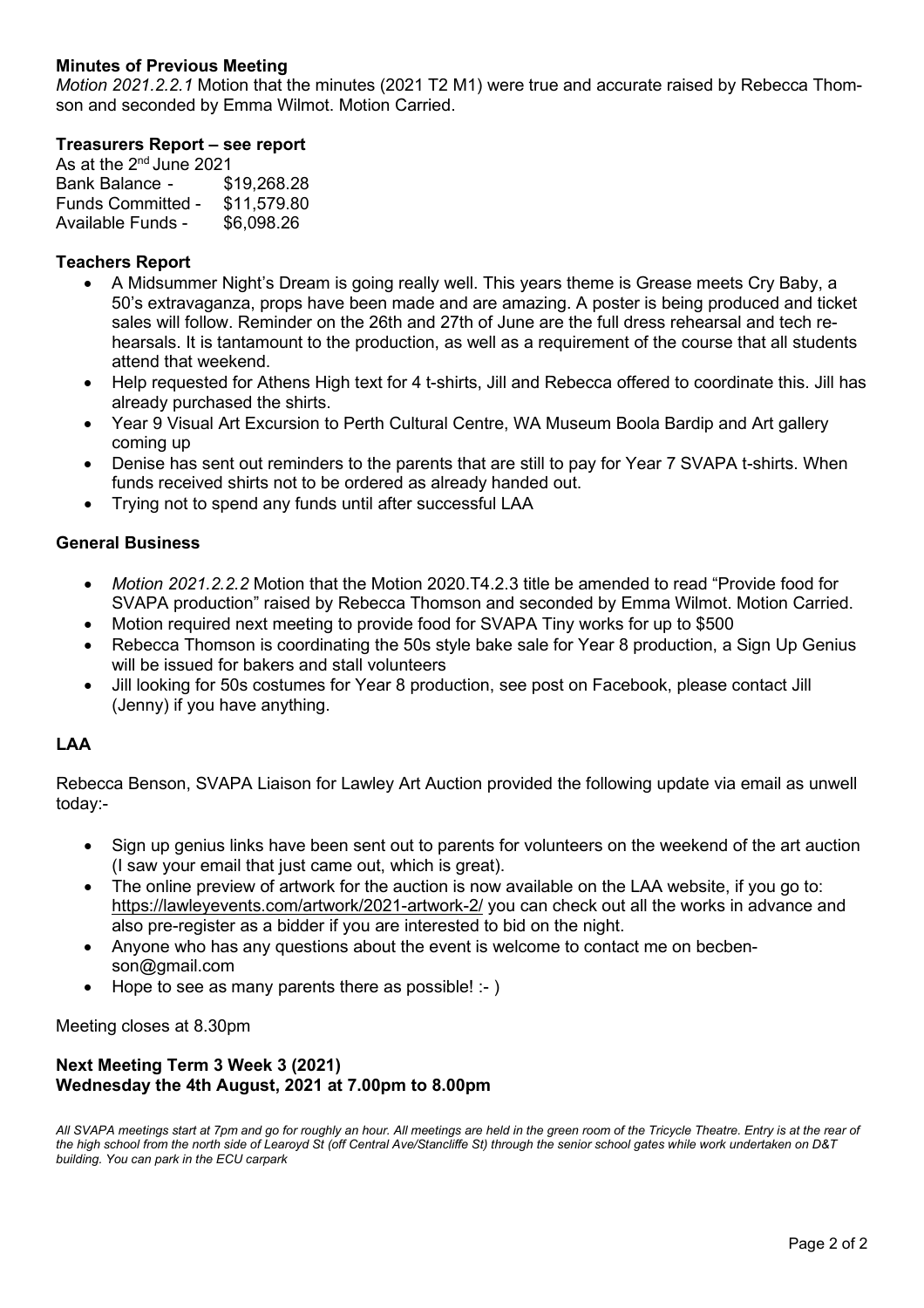**Minutes of Previous Meeting**

*Motion 2021.2.2.1* Motion that the minutes (2021 T2 M1) were true and accurate raised by Rebecca Thomson and seconded by Emma Wilmot. Motion Carried.

**Treasurers Report – see report**

As at the 2nd June 2021

| | |
|---|---|
| Bank Balance - | $19,268.28 |
| Funds Committed - | $11,579.80 |
| Available Funds - | $6,098.26 |

**Teachers Report**

- A Midsummer Night's Dream is going really well. This years theme is Grease meets Cry Baby, a 50's extravaganza, props have been made and are amazing. A poster is being produced and ticket sales will follow. Reminder on the 26th and 27th of June are the full dress rehearsal and tech rehearsals. It is tantamount to the production, as well as a requirement of the course that all students attend that weekend.
- Help requested for Athens High text for 4 t-shirts, Jill and Rebecca offered to coordinate this. Jill has already purchased the shirts.
- Year 9 Visual Art Excursion to Perth Cultural Centre, WA Museum Boola Bardip and Art gallery coming up
- Denise has sent out reminders to the parents that are still to pay for Year 7 SVAPA t-shirts. When funds received shirts not to be ordered as already handed out.
- Trying not to spend any funds until after successful LAA

**General Business**

- *Motion 2021.2.2.2* Motion that the Motion 2020.T4.2.3 title be amended to read "Provide food for SVAPA production" raised by Rebecca Thomson and seconded by Emma Wilmot. Motion Carried.
- Motion required next meeting to provide food for SVAPA Tiny works for up to $500
- Rebecca Thomson is coordinating the 50s style bake sale for Year 8 production, a Sign Up Genius will be issued for bakers and stall volunteers
- Jill looking for 50s costumes for Year 8 production, see post on Facebook, please contact Jill (Jenny) if you have anything.

**LAA**

Rebecca Benson, SVAPA Liaison for Lawley Art Auction provided the following update via email as unwell today:-

- Sign up genius links have been sent out to parents for volunteers on the weekend of the art auction (I saw your email that just came out, which is great).
- The online preview of artwork for the auction is now available on the LAA website, if you go to: https://lawleyevents.com/artwork/2021-artwork-2/ you can check out all the works in advance and also pre-register as a bidder if you are interested to bid on the night.
- Anyone who has any questions about the event is welcome to contact me on becbenson@gmail.com
- Hope to see as many parents there as possible! :- )

Meeting closes at 8.30pm

**Next Meeting Term 3 Week 3 (2021)**
**Wednesday the 4th August, 2021 at 7.00pm to 8.00pm**

*All SVAPA meetings start at 7pm and go for roughly an hour. All meetings are held in the green room of the Tricycle Theatre. Entry is at the rear of the high school from the north side of Learoyd St (off Central Ave/Stancliffe St) through the senior school gates while work undertaken on D&T building. You can park in the ECU carpark*